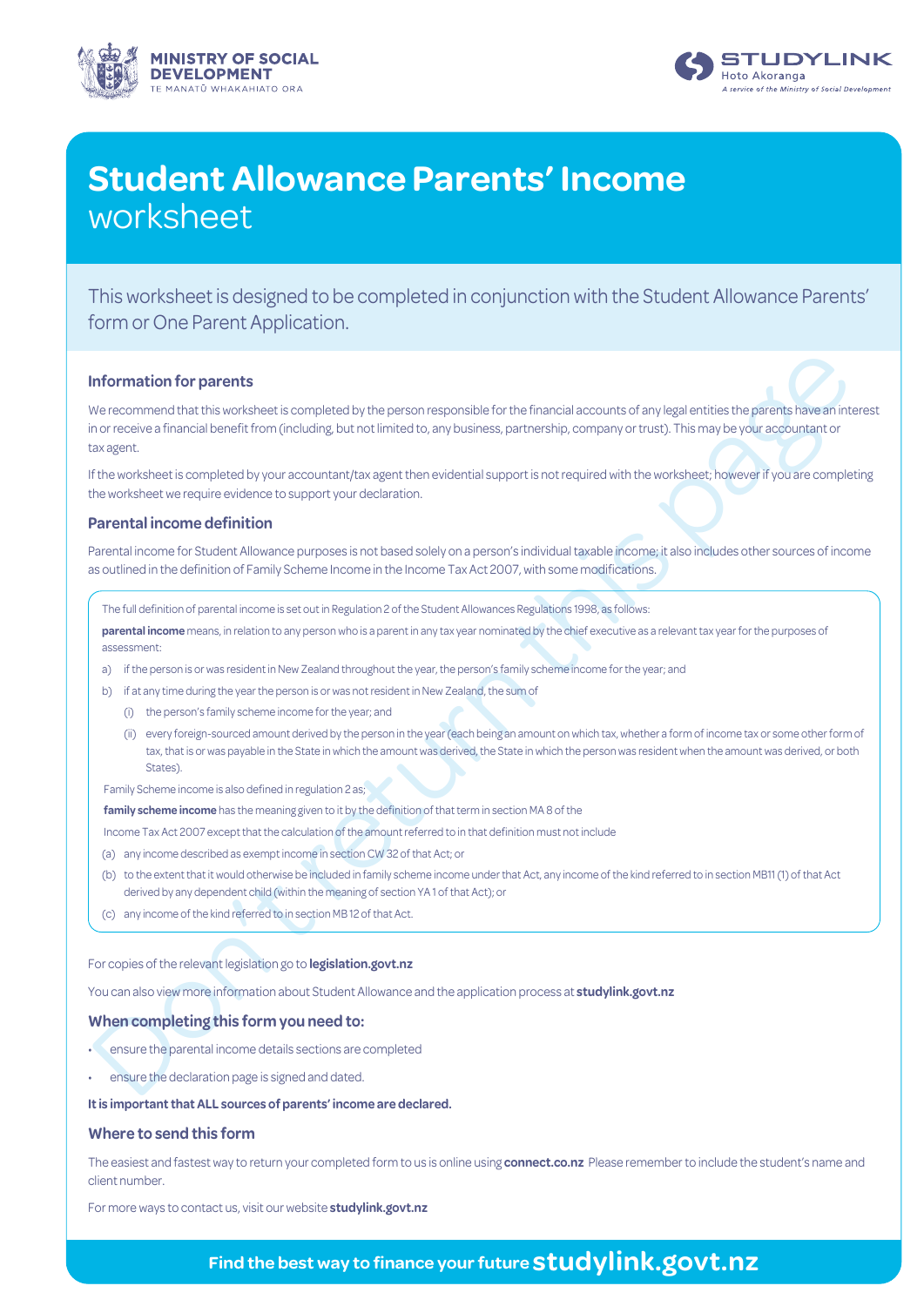MINISTRY OF SOCIAL DEVELOPMENT
TE MANATŪ WHAKAHIATO ORA

STUDYLINK
Hoto Akoranga
*A service of the Ministry of Social Development*

# Student Allowance Parents' Income worksheet

This worksheet is designed to be completed in conjunction with the Student Allowance Parents' form or One Parent Application.

## Information for parents

We recommend that this worksheet is completed by the person responsible for the financial accounts of any legal entities the parents have an interest in or receive a financial benefit from (including, but not limited to, any business, partnership, company or trust). This may be your accountant or tax agent.

If the worksheet is completed by your accountant/tax agent then evidential support is not required with the worksheet; however if you are completing the worksheet we require evidence to support your declaration.

## Parental income definition

Parental income for Student Allowance purposes is not based solely on a person's individual taxable income; it also includes other sources of income as outlined in the definition of Family Scheme Income in the Income Tax Act 2007, with some modifications.

The full definition of parental income is set out in Regulation 2 of the Student Allowances Regulations 1998, as follows:

**parental income** means, in relation to any person who is a parent in any tax year nominated by the chief executive as a relevant tax year for the purposes of assessment:

a) if the person is or was resident in New Zealand throughout the year, the person's family scheme income for the year; and

b) if at any time during the year the person is or was not resident in New Zealand, the sum of

   (i) the person's family scheme income for the year; and

   (ii) every foreign-sourced amount derived by the person in the year (each being an amount on which tax, whether a form of income tax or some other form of tax, that is or was payable in the State in which the amount was derived, the State in which the person was resident when the amount was derived, or both States).

Family Scheme income is also defined in regulation 2 as;

**family scheme income** has the meaning given to it by the definition of that term in section MA 8 of the Income Tax Act 2007 except that the calculation of the amount referred to in that definition must not include

(a) any income described as exempt income in section CW 32 of that Act; or

(b) to the extent that it would otherwise be included in family scheme income under that Act, any income of the kind referred to in section MB11 (1) of that Act derived by any dependent child (within the meaning of section YA 1 of that Act); or

(c) any income of the kind referred to in section MB 12 of that Act.

For copies of the relevant legislation go to **legislation.govt.nz**

You can also view more information about Student Allowance and the application process at **studylink.govt.nz**

## When completing this form you need to:

- ensure the parental income details sections are completed
- ensure the declaration page is signed and dated.

**It is important that ALL sources of parents' income are declared.**

## Where to send this form

The easiest and fastest way to return your completed form to us is online using **connect.co.nz** Please remember to include the student's name and client number.

For more ways to contact us, visit our website **studylink.govt.nz**

**Find the best way to finance your future studylink.govt.nz**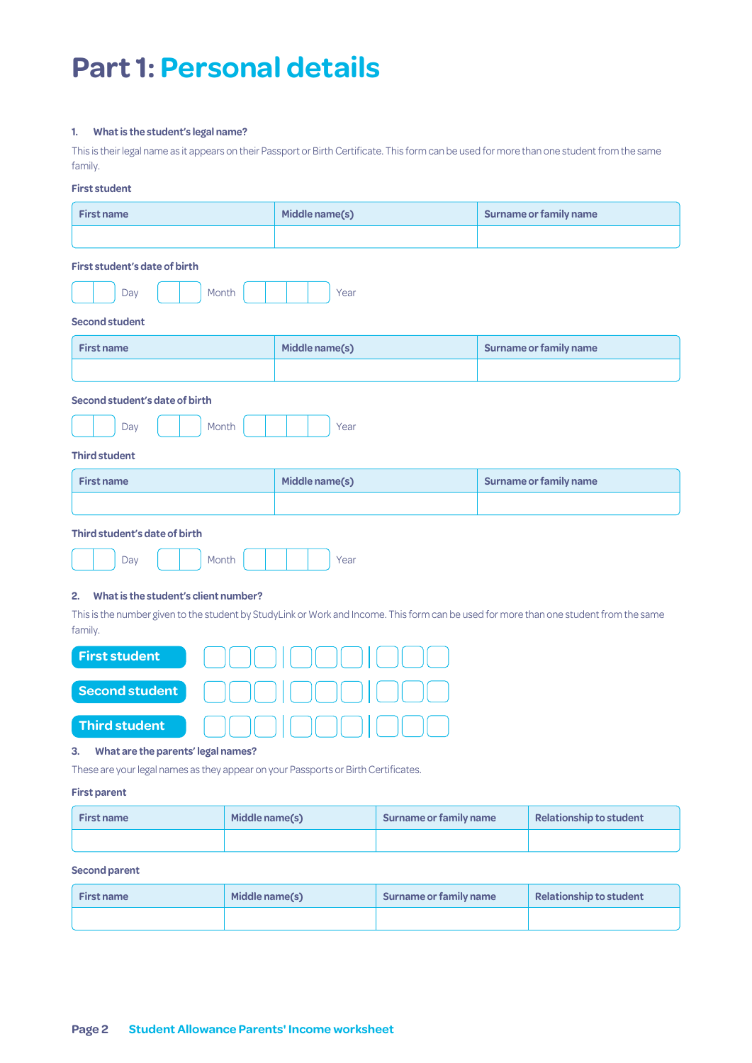# Part 1: Personal details

**1. What is the student's legal name?**

This is their legal name as it appears on their Passport or Birth Certificate. This form can be used for more than one student from the same family.

**First student**

| First name | Middle name(s) | Surname or family name |
|---|---|---|
| | | |

**First student's date of birth**

Day Month Year

**Second student**

| First name | Middle name(s) | Surname or family name |
|---|---|---|
| | | |

**Second student's date of birth**

Day Month Year

**Third student**

| First name | Middle name(s) | Surname or family name |
|---|---|---|
| | | |

**Third student's date of birth**

Day Month Year

**2. What is the student's client number?**

This is the number given to the student by StudyLink or Work and Income. This form can be used for more than one student from the same family.

**First student**

**Second student**

**Third student**

**3. What are the parents' legal names?**

These are your legal names as they appear on your Passports or Birth Certificates.

**First parent**

| First name | Middle name(s) | Surname or family name | Relationship to student |
|---|---|---|---|
| | | | |

**Second parent**

| First name | Middle name(s) | Surname or family name | Relationship to student |
|---|---|---|---|
| | | | |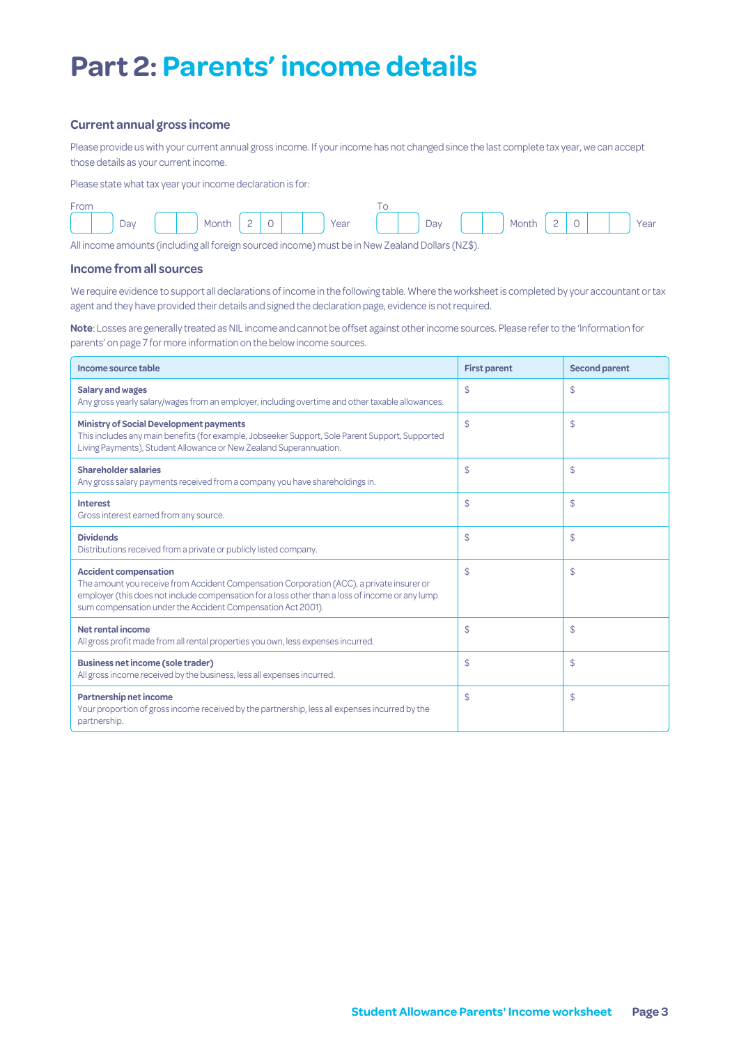# Part 2: Parents' income details

### Current annual gross income

Please provide us with your current annual gross income. If your income has not changed since the last complete tax year, we can accept those details as your current income.

Please state what tax year your income declaration is for:

From [ ][ ] Day [ ][ ] Month [2][0][ ][ ] Year    To [ ][ ] Day [ ][ ] Month [2][0][ ][ ] Year

All income amounts (including all foreign sourced income) must be in New Zealand Dollars (NZ$).

### Income from all sources

We require evidence to support all declarations of income in the following table. Where the worksheet is completed by your accountant or tax agent and they have provided their details and signed the declaration page, evidence is not required.

**Note**: Losses are generally treated as NIL income and cannot be offset against other income sources. Please refer to the 'Information for parents' on page 7 for more information on the below income sources.

| Income source table | First parent | Second parent |
|---|---|---|
| **Salary and wages**<br>Any gross yearly salary/wages from an employer, including overtime and other taxable allowances. | $ | $ |
| **Ministry of Social Development payments**<br>This includes any main benefits (for example, Jobseeker Support, Sole Parent Support, Supported Living Payments), Student Allowance or New Zealand Superannuation. | $ | $ |
| **Shareholder salaries**<br>Any gross salary payments received from a company you have shareholdings in. | $ | $ |
| **Interest**<br>Gross interest earned from any source. | $ | $ |
| **Dividends**<br>Distributions received from a private or publicly listed company. | $ | $ |
| **Accident compensation**<br>The amount you receive from Accident Compensation Corporation (ACC), a private insurer or employer (this does not include compensation for a loss other than a loss of income or any lump sum compensation under the Accident Compensation Act 2001). | $ | $ |
| **Net rental income**<br>All gross profit made from all rental properties you own, less expenses incurred. | $ | $ |
| **Business net income (sole trader)**<br>All gross income received by the business, less all expenses incurred. | $ | $ |
| **Partnership net income**<br>Your proportion of gross income received by the partnership, less all expenses incurred by the partnership. | $ | $ |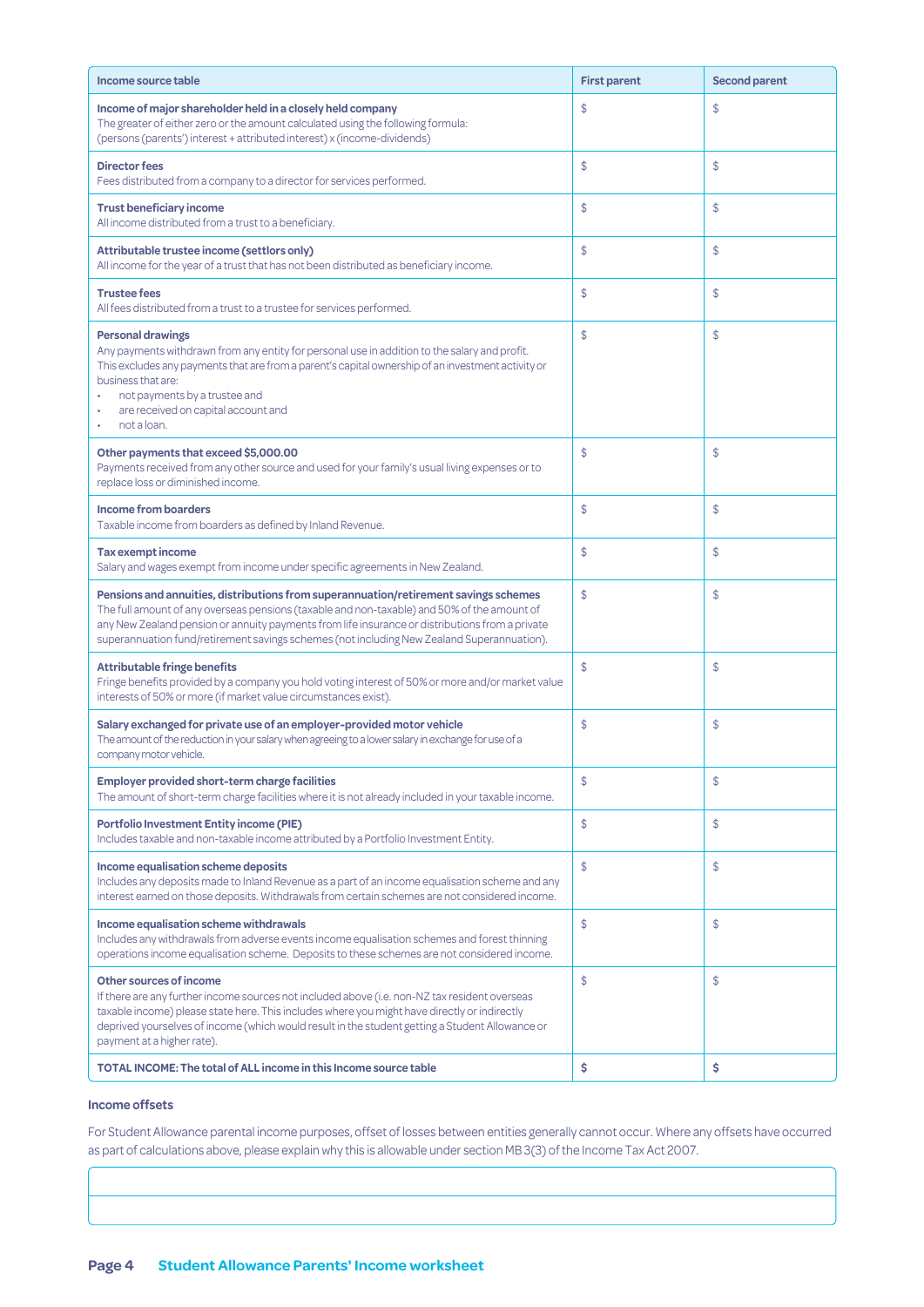| Income source table | First parent | Second parent |
|---|---|---|
| **Income of major shareholder held in a closely held company**<br>The greater of either zero or the amount calculated using the following formula:<br>(persons (parents') interest + attributed interest) x (income-dividends) | $ | $ |
| **Director fees**<br>Fees distributed from a company to a director for services performed. | $ | $ |
| **Trust beneficiary income**<br>All income distributed from a trust to a beneficiary. | $ | $ |
| **Attributable trustee income (settlors only)**<br>All income for the year of a trust that has not been distributed as beneficiary income. | $ | $ |
| **Trustee fees**<br>All fees distributed from a trust to a trustee for services performed. | $ | $ |
| **Personal drawings**<br>Any payments withdrawn from any entity for personal use in addition to the salary and profit. This excludes any payments that are from a parent's capital ownership of an investment activity or business that are:<br>• not payments by a trustee and<br>• are received on capital account and<br>• not a loan. | $ | $ |
| **Other payments that exceed $5,000.00**<br>Payments received from any other source and used for your family's usual living expenses or to replace loss or diminished income. | $ | $ |
| **Income from boarders**<br>Taxable income from boarders as defined by Inland Revenue. | $ | $ |
| **Tax exempt income**<br>Salary and wages exempt from income under specific agreements in New Zealand. | $ | $ |
| **Pensions and annuities, distributions from superannuation/retirement savings schemes**<br>The full amount of any overseas pensions (taxable and non-taxable) and 50% of the amount of any New Zealand pension or annuity payments from life insurance or distributions from a private superannuation fund/retirement savings schemes (not including New Zealand Superannuation). | $ | $ |
| **Attributable fringe benefits**<br>Fringe benefits provided by a company you hold voting interest of 50% or more and/or market value interests of 50% or more (if market value circumstances exist). | $ | $ |
| **Salary exchanged for private use of an employer-provided motor vehicle**<br>The amount of the reduction in your salary when agreeing to a lower salary in exchange for use of a company motor vehicle. | $ | $ |
| **Employer provided short-term charge facilities**<br>The amount of short-term charge facilities where it is not already included in your taxable income. | $ | $ |
| **Portfolio Investment Entity income (PIE)**<br>Includes taxable and non-taxable income attributed by a Portfolio Investment Entity. | $ | $ |
| **Income equalisation scheme deposits**<br>Includes any deposits made to Inland Revenue as a part of an income equalisation scheme and any interest earned on those deposits. Withdrawals from certain schemes are not considered income. | $ | $ |
| **Income equalisation scheme withdrawals**<br>Includes any withdrawals from adverse events income equalisation schemes and forest thinning operations income equalisation scheme. Deposits to these schemes are not considered income. | $ | $ |
| **Other sources of income**<br>If there are any further income sources not included above (i.e. non-NZ tax resident overseas taxable income) please state here. This includes where you might have directly or indirectly deprived yourselves of income (which would result in the student getting a Student Allowance or payment at a higher rate). | $ | $ |
| **TOTAL INCOME: The total of ALL income in this Income source table** | **$** | **$** |

### Income offsets

For Student Allowance parental income purposes, offset of losses between entities generally cannot occur. Where any offsets have occurred as part of calculations above, please explain why this is allowable under section MB 3(3) of the Income Tax Act 2007.

| |
|---|
| |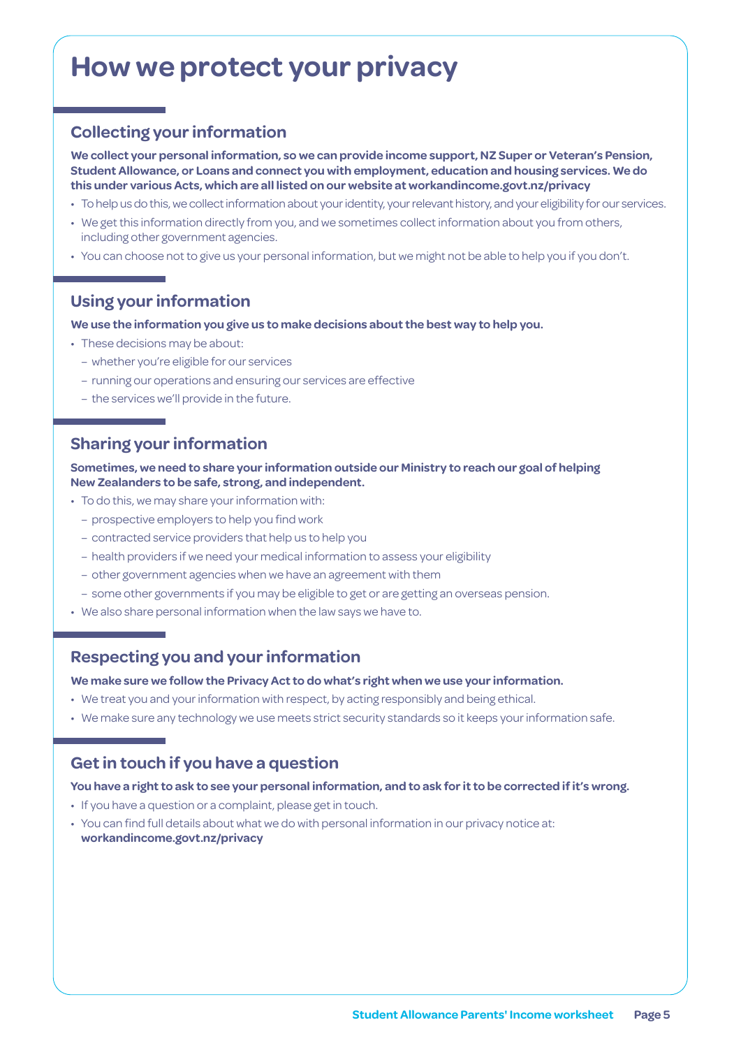# How we protect your privacy

## Collecting your information

**We collect your personal information, so we can provide income support, NZ Super or Veteran's Pension, Student Allowance, or Loans and connect you with employment, education and housing services. We do this under various Acts, which are all listed on our website at workandincome.govt.nz/privacy**

- To help us do this, we collect information about your identity, your relevant history, and your eligibility for our services.
- We get this information directly from you, and we sometimes collect information about you from others, including other government agencies.
- You can choose not to give us your personal information, but we might not be able to help you if you don't.

## Using your information

**We use the information you give us to make decisions about the best way to help you.**

- These decisions may be about:
  - whether you're eligible for our services
  - running our operations and ensuring our services are effective
  - the services we'll provide in the future.

## Sharing your information

**Sometimes, we need to share your information outside our Ministry to reach our goal of helping New Zealanders to be safe, strong, and independent.**

- To do this, we may share your information with:
  - prospective employers to help you find work
  - contracted service providers that help us to help you
  - health providers if we need your medical information to assess your eligibility
  - other government agencies when we have an agreement with them
  - some other governments if you may be eligible to get or are getting an overseas pension.
- We also share personal information when the law says we have to.

## Respecting you and your information

**We make sure we follow the Privacy Act to do what's right when we use your information.**

- We treat you and your information with respect, by acting responsibly and being ethical.
- We make sure any technology we use meets strict security standards so it keeps your information safe.

## Get in touch if you have a question

**You have a right to ask to see your personal information, and to ask for it to be corrected if it's wrong.**

- If you have a question or a complaint, please get in touch.
- You can find full details about what we do with personal information in our privacy notice at: **workandincome.govt.nz/privacy**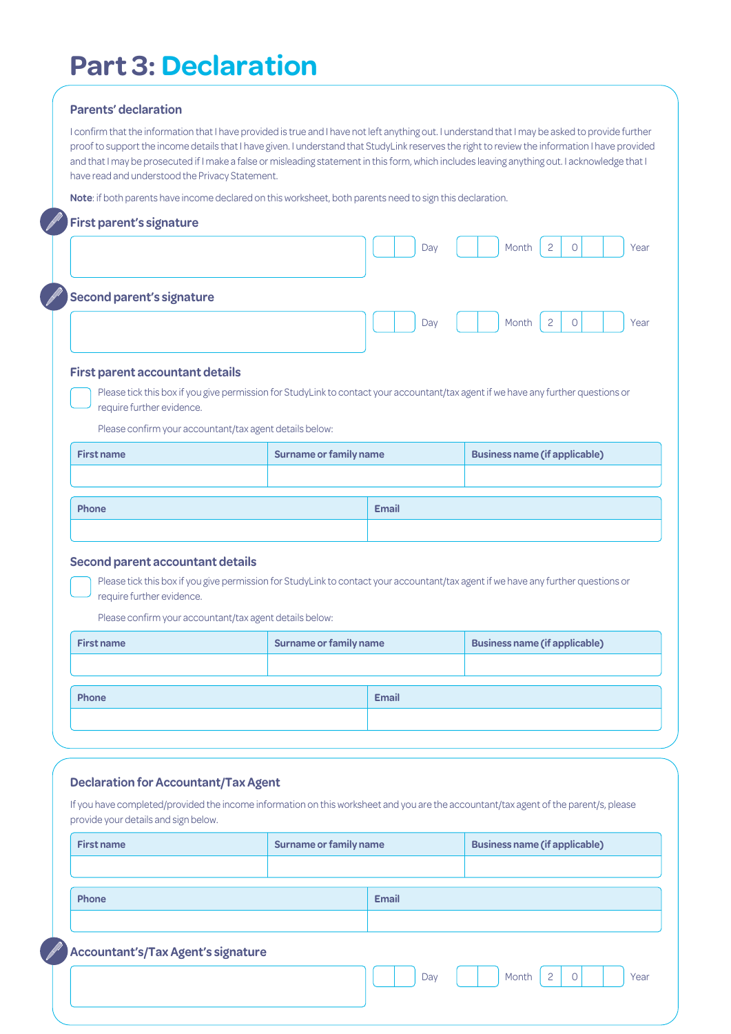# Part 3: Declaration

### Parents' declaration

I confirm that the information that I have provided is true and I have not left anything out. I understand that I may be asked to provide further proof to support the income details that I have given. I understand that StudyLink reserves the right to review the information I have provided and that I may be prosecuted if I make a false or misleading statement in this form, which includes leaving anything out. I acknowledge that I have read and understood the Privacy Statement.

**Note**: if both parents have income declared on this worksheet, both parents need to sign this declaration.

**First parent's signature**

| | Day | Month | 2 0 | Year |
|---|---|---|---|---|

**Second parent's signature**

| | Day | Month | 2 0 | Year |
|---|---|---|---|---|

### First parent accountant details

☐ Please tick this box if you give permission for StudyLink to contact your accountant/tax agent if we have any further questions or require further evidence.

Please confirm your accountant/tax agent details below:

| First name | Surname or family name | Business name (if applicable) |
|---|---|---|
| | | |

| Phone | Email |
|---|---|
| | |

### Second parent accountant details

☐ Please tick this box if you give permission for StudyLink to contact your accountant/tax agent if we have any further questions or require further evidence.

Please confirm your accountant/tax agent details below:

| First name | Surname or family name | Business name (if applicable) |
|---|---|---|
| | | |

| Phone | Email |
|---|---|
| | |

### Declaration for Accountant/Tax Agent

If you have completed/provided the income information on this worksheet and you are the accountant/tax agent of the parent/s, please provide your details and sign below.

| First name | Surname or family name | Business name (if applicable) |
|---|---|---|
| | | |

| Phone | Email |
|---|---|
| | |

**Accountant's/Tax Agent's signature**

| | Day | Month | 2 0 | Year |
|---|---|---|---|---|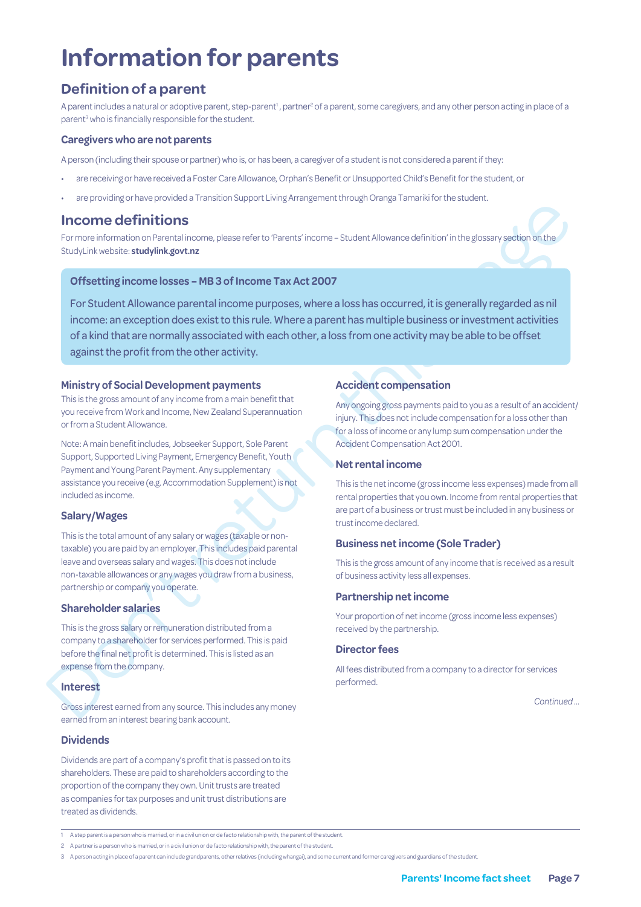# Information for parents

## Definition of a parent

A parent includes a natural or adoptive parent, step-parent[1], partner[2] of a parent, some caregivers, and any other person acting in place of a parent[3] who is financially responsible for the student.

### Caregivers who are not parents

A person (including their spouse or partner) who is, or has been, a caregiver of a student is not considered a parent if they:

- are receiving or have received a Foster Care Allowance, Orphan's Benefit or Unsupported Child's Benefit for the student, or
- are providing or have provided a Transition Support Living Arrangement through Oranga Tamariki for the student.

## Income definitions

For more information on Parental income, please refer to 'Parents' income – Student Allowance definition' in the glossary section on the StudyLink website: **studylink.govt.nz**

### Offsetting income losses – MB 3 of Income Tax Act 2007

For Student Allowance parental income purposes, where a loss has occurred, it is generally regarded as nil income: an exception does exist to this rule. Where a parent has multiple business or investment activities of a kind that are normally associated with each other, a loss from one activity may be able to be offset against the profit from the other activity.

### Ministry of Social Development payments

This is the gross amount of any income from a main benefit that you receive from Work and Income, New Zealand Superannuation or from a Student Allowance.

Note: A main benefit includes, Jobseeker Support, Sole Parent Support, Supported Living Payment, Emergency Benefit, Youth Payment and Young Parent Payment. Any supplementary assistance you receive (e.g. Accommodation Supplement) is not included as income.

### Salary/Wages

This is the total amount of any salary or wages (taxable or non-taxable) you are paid by an employer. This includes paid parental leave and overseas salary and wages. This does not include non-taxable allowances or any wages you draw from a business, partnership or company you operate.

### Shareholder salaries

This is the gross salary or remuneration distributed from a company to a shareholder for services performed. This is paid before the final net profit is determined. This is listed as an expense from the company.

### Interest

Gross interest earned from any source. This includes any money earned from an interest bearing bank account.

### Dividends

Dividends are part of a company's profit that is passed on to its shareholders. These are paid to shareholders according to the proportion of the company they own. Unit trusts are treated as companies for tax purposes and unit trust distributions are treated as dividends.

### Accident compensation

Any ongoing gross payments paid to you as a result of an accident/injury. This does not include compensation for a loss other than for a loss of income or any lump sum compensation under the Accident Compensation Act 2001.

### Net rental income

This is the net income (gross income less expenses) made from all rental properties that you own. Income from rental properties that are part of a business or trust must be included in any business or trust income declared.

### Business net income (Sole Trader)

This is the gross amount of any income that is received as a result of business activity less all expenses.

### Partnership net income

Your proportion of net income (gross income less expenses) received by the partnership.

### Director fees

All fees distributed from a company to a director for services performed.

*Continued ...*

---

1 A step parent is a person who is married, or in a civil union or de facto relationship with, the parent of the student.

2 A partner is a person who is married, or in a civil union or de facto relationship with, the parent of the student.

3 A person acting in place of a parent can include grandparents, other relatives (including whangai), and some current and former caregivers and guardians of the student.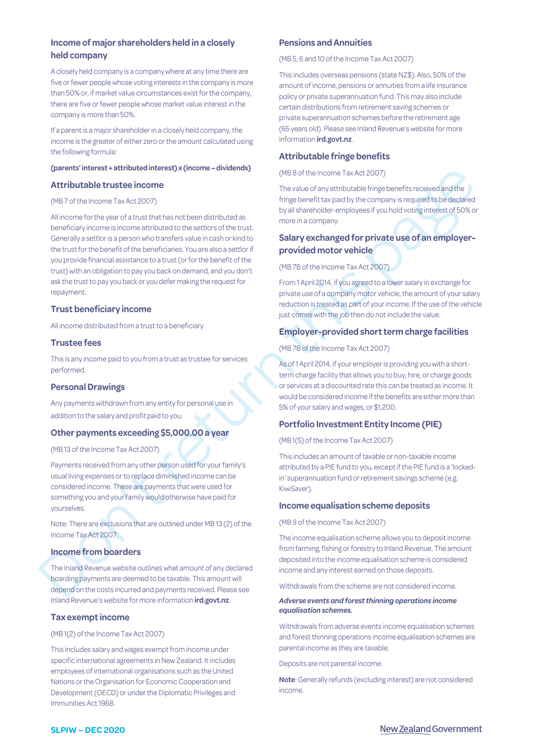### Income of major shareholders held in a closely held company

A closely held company is a company where at any time there are five or fewer people whose voting interests in the company is more than 50% or, if market value circumstances exist for the company, there are five or fewer people whose market value interest in the company is more than 50%.

If a parent is a major shareholder in a closely held company, the income is the greater of either zero or the amount calculated using the following formula:

**(parents' interest + attributed interest) x (income – dividends)**

### Attributable trustee income

(MB 7 of the Income Tax Act 2007)

All income for the year of a trust that has not been distributed as beneficiary income is income attributed to the settlors of the trust. Generally a settlor is a person who transfers value in cash or kind to the trust for the benefit of the beneficiaries. You are also a settlor if you provide financial assistance to a trust (or for the benefit of the trust) with an obligation to pay you back on demand, and you don't ask the trust to pay you back or you defer making the request for repayment.

### Trust beneficiary income

All income distributed from a trust to a beneficiary.

### Trustee fees

This is any income paid to you from a trust as trustee for services performed.

### Personal Drawings

Any payments withdrawn from any entity for personal use in addition to the salary and profit paid to you.

### Other payments exceeding $5,000.00 a year

(MB 13 of the Income Tax Act 2007)

Payments received from any other person used for your family's usual living expenses or to replace diminished income can be considered income. These are payments that were used for something you and your family would otherwise have paid for yourselves.

Note: There are exclusions that are outlined under MB 13 (2) of the Income Tax Act 2007.

### Income from boarders

The Inland Revenue website outlines what amount of any declared boarding payments are deemed to be taxable. This amount will depend on the costs incurred and payments received. Please see Inland Revenue's website for more information **ird.govt.nz**.

### Tax exempt income

(MB 1(2) of the Income Tax Act 2007)

This includes salary and wages exempt from income under specific international agreements in New Zealand. It includes employees of international organisations such as the United Nations or the Organisation for Economic Cooperation and Development (OECD) or under the Diplomatic Privileges and Immunities Act 1968.

### Pensions and Annuities

(MB 5, 6 and 10 of the Income Tax Act 2007)

This includes overseas pensions (state NZ$). Also, 50% of the amount of income, pensions or annuities from a life insurance policy or private superannuation fund. This may also include certain distributions from retirement saving schemes or private superannuation schemes before the retirement age (65 years old). Please see Inland Revenue's website for more information **ird.govt.nz**.

### Attributable fringe benefits

(MB 8 of the Income Tax Act 2007)

The value of any attributable fringe benefits received and the fringe benefit tax paid by the company is required to be declared by all shareholder-employees if you hold voting interest of 50% or more in a company.

### Salary exchanged for private use of an employer-provided motor vehicle

(MB 7B of the Income Tax Act 2007)

From 1 April 2014, if you agreed to a lower salary in exchange for private use of a company motor vehicle, the amount of your salary reduction is treated as part of your income. If the use of the vehicle just comes with the job then do not include the value.

### Employer-provided short term charge facilities

(MB 7B of the Income Tax Act 2007)

As of 1 April 2014, if your employer is providing you with a short-term charge facility that allows you to buy, hire, or charge goods or services at a discounted rate this can be treated as income. It would be considered income if the benefits are either more than 5% of your salary and wages, or $1,200.

### Portfolio Investment Entity Income (PIE)

(MB 1(5) of the Income Tax Act 2007)

This includes an amount of taxable or non-taxable income attributed by a PIE fund to you, except if the PIE fund is a 'locked-in' superannuation fund or retirement savings scheme (e.g. KiwiSaver).

### Income equalisation scheme deposits

(MB 9 of the Income Tax Act 2007)

The income equalisation scheme allows you to deposit income from farming, fishing or forestry to Inland Revenue. The amount deposited into the income equalisation scheme is considered income and any interest earned on those deposits.

Withdrawals from the scheme are not considered income.

***Adverse events and forest thinning operations income equalisation schemes.***

Withdrawals from adverse events income equalisation schemes and forest thinning operations income equalisation schemes are parental income as they are taxable.

Deposits are not parental income.

**Note**: Generally refunds (excluding interest) are not considered income.